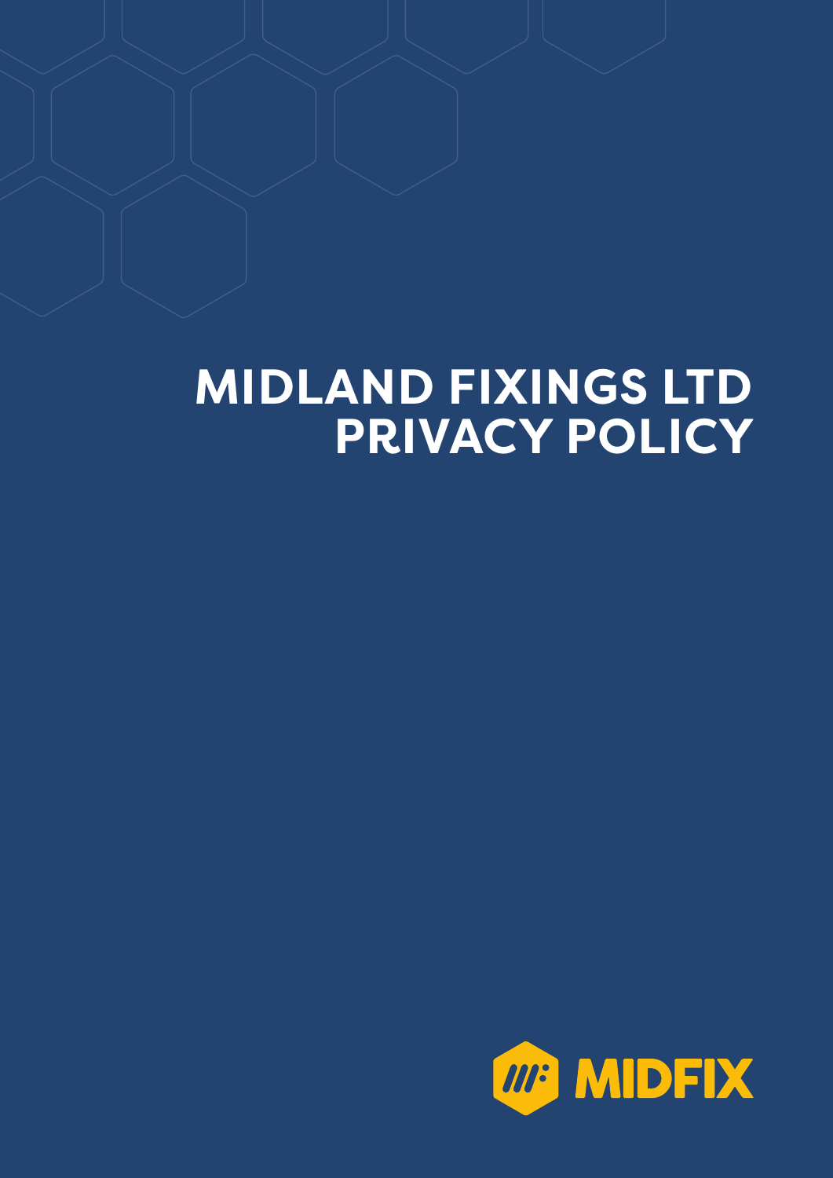# MIDLAND FIXINGS LTD PRIVACY POLICY

MIDFIX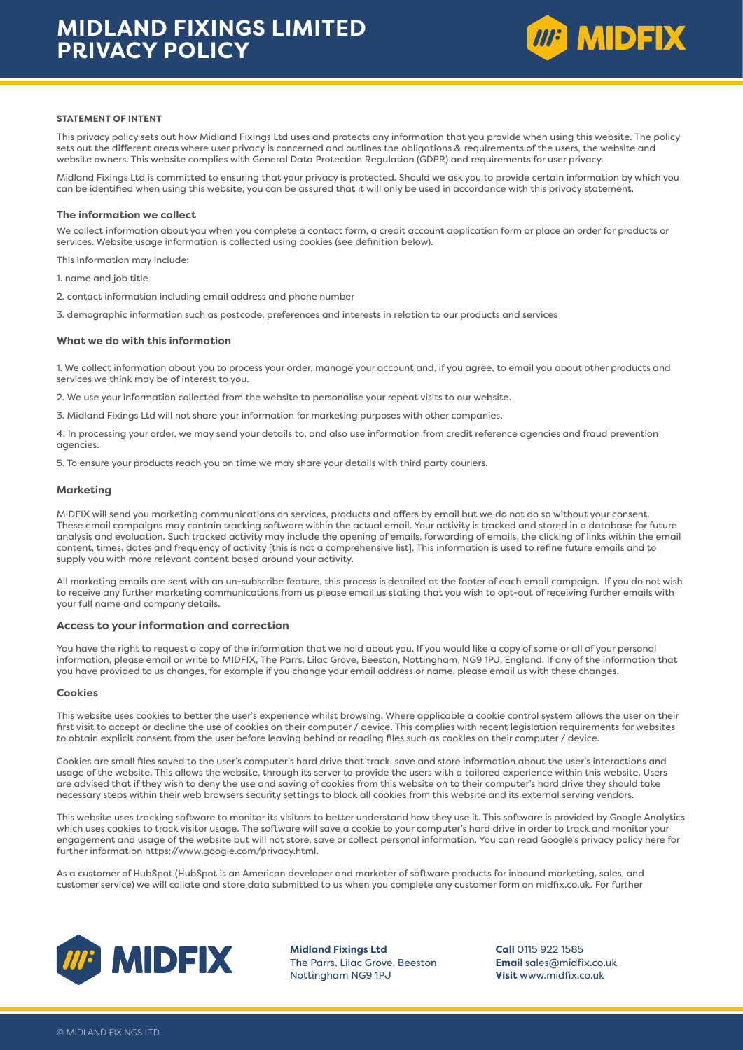# MIDLAND FIXINGS LIMITED PRIVACY POLICY

**STATEMENT OF INTENT**

This privacy policy sets out how Midland Fixings Ltd uses and protects any information that you provide when using this website. The policy sets out the different areas where user privacy is concerned and outlines the obligations & requirements of the users, the website and website owners. This website complies with General Data Protection Regulation (GDPR) and requirements for user privacy.

Midland Fixings Ltd is committed to ensuring that your privacy is protected. Should we ask you to provide certain information by which you can be identified when using this website, you can be assured that it will only be used in accordance with this privacy statement.

### The information we collect

We collect information about you when you complete a contact form, a credit account application form or place an order for products or services. Website usage information is collected using cookies (see definition below).

This information may include:

1. name and job title

2. contact information including email address and phone number

3. demographic information such as postcode, preferences and interests in relation to our products and services

### What we do with this information

1. We collect information about you to process your order, manage your account and, if you agree, to email you about other products and services we think may be of interest to you.

2. We use your information collected from the website to personalise your repeat visits to our website.

3. Midland Fixings Ltd will not share your information for marketing purposes with other companies.

4. In processing your order, we may send your details to, and also use information from credit reference agencies and fraud prevention agencies.

5. To ensure your products reach you on time we may share your details with third party couriers.

### Marketing

MIDFIX will send you marketing communications on services, products and offers by email but we do not do so without your consent. These email campaigns may contain tracking software within the actual email. Your activity is tracked and stored in a database for future analysis and evaluation. Such tracked activity may include the opening of emails, forwarding of emails, the clicking of links within the email content, times, dates and frequency of activity [this is not a comprehensive list]. This information is used to refine future emails and to supply you with more relevant content based around your activity.

All marketing emails are sent with an un-subscribe feature, this process is detailed at the footer of each email campaign. If you do not wish to receive any further marketing communications from us please email us stating that you wish to opt-out of receiving further emails with your full name and company details.

### Access to your information and correction

You have the right to request a copy of the information that we hold about you. If you would like a copy of some or all of your personal information, please email or write to MIDFIX, The Parrs, Lilac Grove, Beeston, Nottingham, NG9 1PJ, England. If any of the information that you have provided to us changes, for example if you change your email address or name, please email us with these changes.

### Cookies

This website uses cookies to better the user's experience whilst browsing. Where applicable a cookie control system allows the user on their first visit to accept or decline the use of cookies on their computer / device. This complies with recent legislation requirements for websites to obtain explicit consent from the user before leaving behind or reading files such as cookies on their computer / device.

Cookies are small files saved to the user's computer's hard drive that track, save and store information about the user's interactions and usage of the website. This allows the website, through its server to provide the users with a tailored experience within this website. Users are advised that if they wish to deny the use and saving of cookies from this website on to their computer's hard drive they should take necessary steps within their web browsers security settings to block all cookies from this website and its external serving vendors.

This website uses tracking software to monitor its visitors to better understand how they use it. This software is provided by Google Analytics which uses cookies to track visitor usage. The software will save a cookie to your computer's hard drive in order to track and monitor your engagement and usage of the website but will not store, save or collect personal information. You can read Google's privacy policy here for further information https://www.google.com/privacy.html.

As a customer of HubSpot (HubSpot is an American developer and marketer of software products for inbound marketing, sales, and customer service) we will collate and store data submitted to us when you complete any customer form on midfix.co.uk. For further

**Midland Fixings Ltd**
The Parrs, Lilac Grove, Beeston
Nottingham NG9 1PJ

**Call** 0115 922 1585
**Email** sales@midfix.co.uk
**Visit** www.midfix.co.uk

© MIDLAND FIXINGS LTD.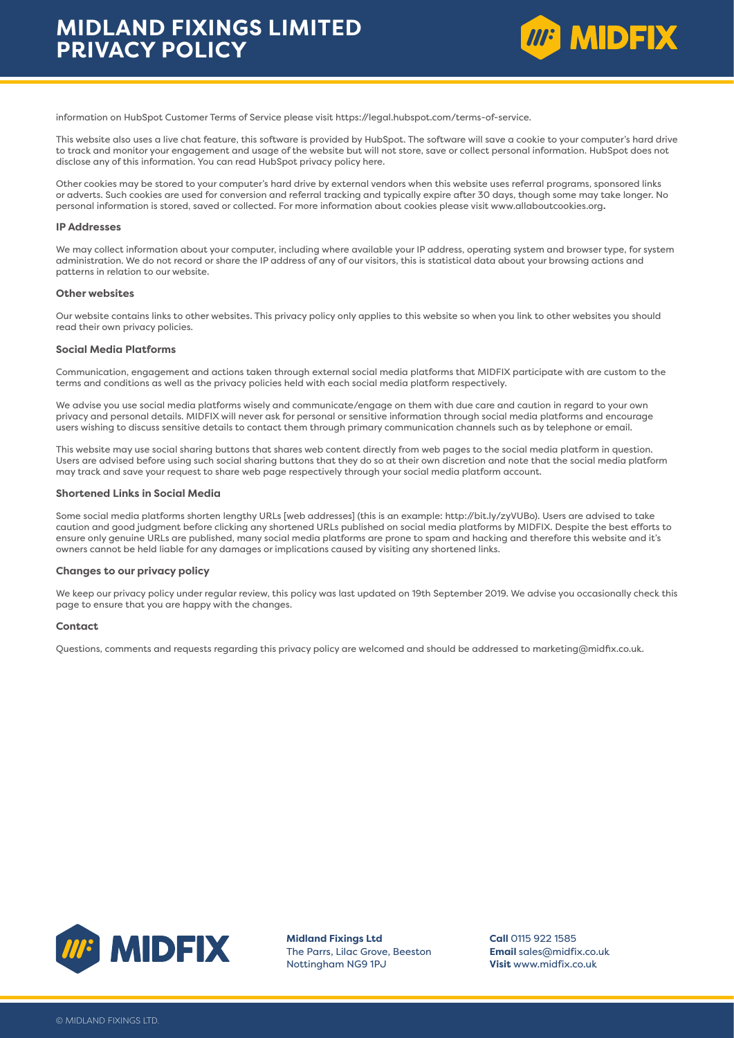information on HubSpot Customer Terms of Service please visit https://legal.hubspot.com/terms-of-service.

This website also uses a live chat feature, this software is provided by HubSpot. The software will save a cookie to your computer's hard drive to track and monitor your engagement and usage of the website but will not store, save or collect personal information. HubSpot does not disclose any of this information. You can read HubSpot privacy policy here.

Other cookies may be stored to your computer's hard drive by external vendors when this website uses referral programs, sponsored links or adverts. Such cookies are used for conversion and referral tracking and typically expire after 30 days, though some may take longer. No personal information is stored, saved or collected. For more information about cookies please visit www.allaboutcookies.org**.**

### IP Addresses

We may collect information about your computer, including where available your IP address, operating system and browser type, for system administration. We do not record or share the IP address of any of our visitors, this is statistical data about your browsing actions and patterns in relation to our website.

### Other websites

Our website contains links to other websites. This privacy policy only applies to this website so when you link to other websites you should read their own privacy policies.

### Social Media Platforms

Communication, engagement and actions taken through external social media platforms that MIDFIX participate with are custom to the terms and conditions as well as the privacy policies held with each social media platform respectively.

We advise you use social media platforms wisely and communicate/engage on them with due care and caution in regard to your own privacy and personal details. MIDFIX will never ask for personal or sensitive information through social media platforms and encourage users wishing to discuss sensitive details to contact them through primary communication channels such as by telephone or email.

This website may use social sharing buttons that shares web content directly from web pages to the social media platform in question. Users are advised before using such social sharing buttons that they do so at their own discretion and note that the social media platform may track and save your request to share web page respectively through your social media platform account.

### Shortened Links in Social Media

Some social media platforms shorten lengthy URLs [web addresses] (this is an example: http://bit.ly/zyVUBo). Users are advised to take caution and good judgment before clicking any shortened URLs published on social media platforms by MIDFIX. Despite the best efforts to ensure only genuine URLs are published, many social media platforms are prone to spam and hacking and therefore this website and it's owners cannot be held liable for any damages or implications caused by visiting any shortened links.

### Changes to our privacy policy

We keep our privacy policy under regular review, this policy was last updated on 19th September 2019. We advise you occasionally check this page to ensure that you are happy with the changes.

### Contact

Questions, comments and requests regarding this privacy policy are welcomed and should be addressed to marketing@midfix.co.uk.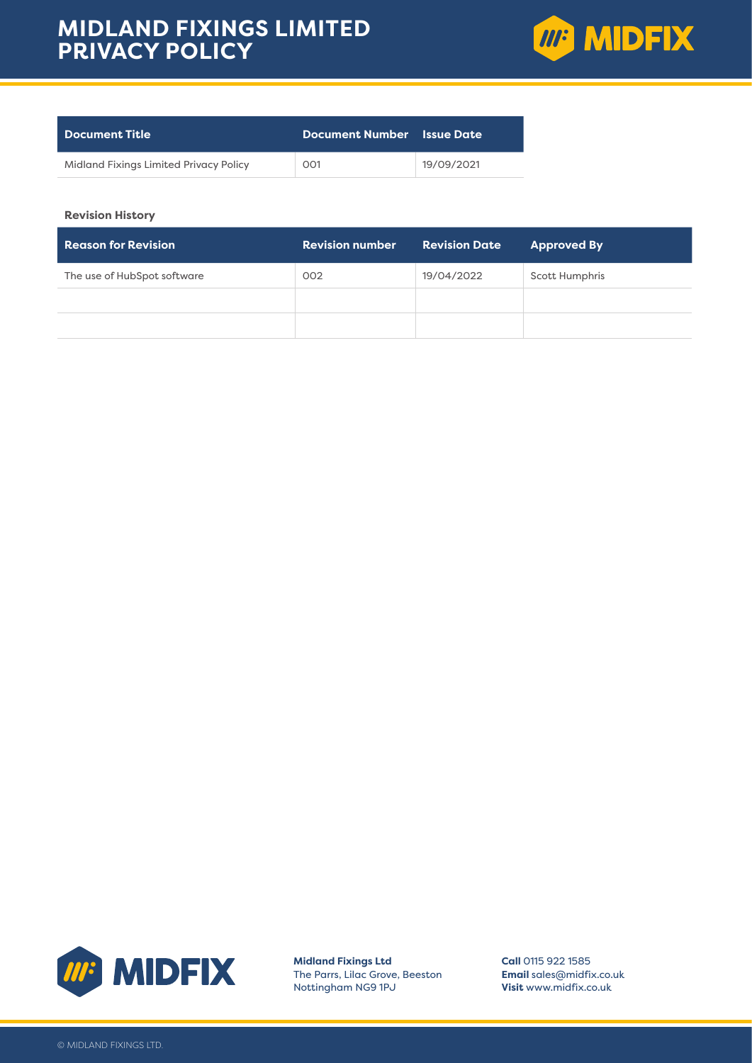| Document Title | Document Number | Issue Date |
| --- | --- | --- |
| Midland Fixings Limited Privacy Policy | 001 | 19/09/2021 |

**Revision History**

| Reason for Revision | Revision number | Revision Date | Approved By |
| --- | --- | --- | --- |
| The use of HubSpot software | 002 | 19/04/2022 | Scott Humphris |
| | | | |
| | | | |